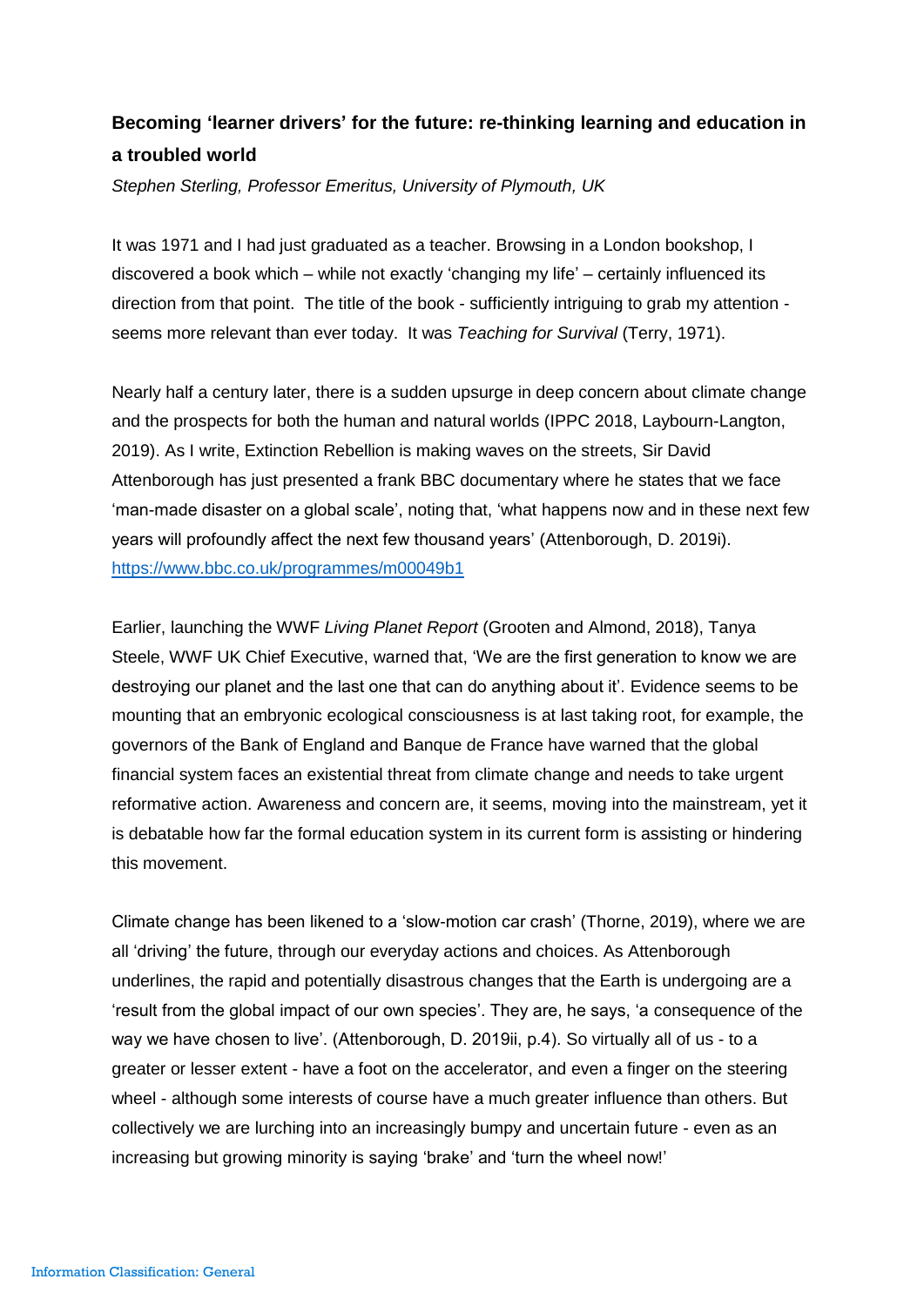# Becoming 'learner drivers' for the future: re-thinking learning and education in a troubled world

*Stephen Sterling, Professor Emeritus, University of Plymouth, UK*

It was 1971 and I had just graduated as a teacher. Browsing in a London bookshop, I discovered a book which – while not exactly 'changing my life' – certainly influenced its direction from that point. The title of the book - sufficiently intriguing to grab my attention - seems more relevant than ever today. It was *Teaching for Survival* (Terry, 1971).

Nearly half a century later, there is a sudden upsurge in deep concern about climate change and the prospects for both the human and natural worlds (IPPC 2018, Laybourn-Langton, 2019). As I write, Extinction Rebellion is making waves on the streets, Sir David Attenborough has just presented a frank BBC documentary where he states that we face 'man-made disaster on a global scale', noting that, 'what happens now and in these next few years will profoundly affect the next few thousand years' (Attenborough, D. 2019i). https://www.bbc.co.uk/programmes/m00049b1

Earlier, launching the WWF *Living Planet Report* (Grooten and Almond, 2018), Tanya Steele, WWF UK Chief Executive, warned that, 'We are the first generation to know we are destroying our planet and the last one that can do anything about it'. Evidence seems to be mounting that an embryonic ecological consciousness is at last taking root, for example, the governors of the Bank of England and Banque de France have warned that the global financial system faces an existential threat from climate change and needs to take urgent reformative action. Awareness and concern are, it seems, moving into the mainstream, yet it is debatable how far the formal education system in its current form is assisting or hindering this movement.

Climate change has been likened to a 'slow-motion car crash' (Thorne, 2019), where we are all 'driving' the future, through our everyday actions and choices. As Attenborough underlines, the rapid and potentially disastrous changes that the Earth is undergoing are a 'result from the global impact of our own species'. They are, he says, 'a consequence of the way we have chosen to live'. (Attenborough, D. 2019ii, p.4). So virtually all of us - to a greater or lesser extent - have a foot on the accelerator, and even a finger on the steering wheel - although some interests of course have a much greater influence than others. But collectively we are lurching into an increasingly bumpy and uncertain future - even as an increasing but growing minority is saying 'brake' and 'turn the wheel now!'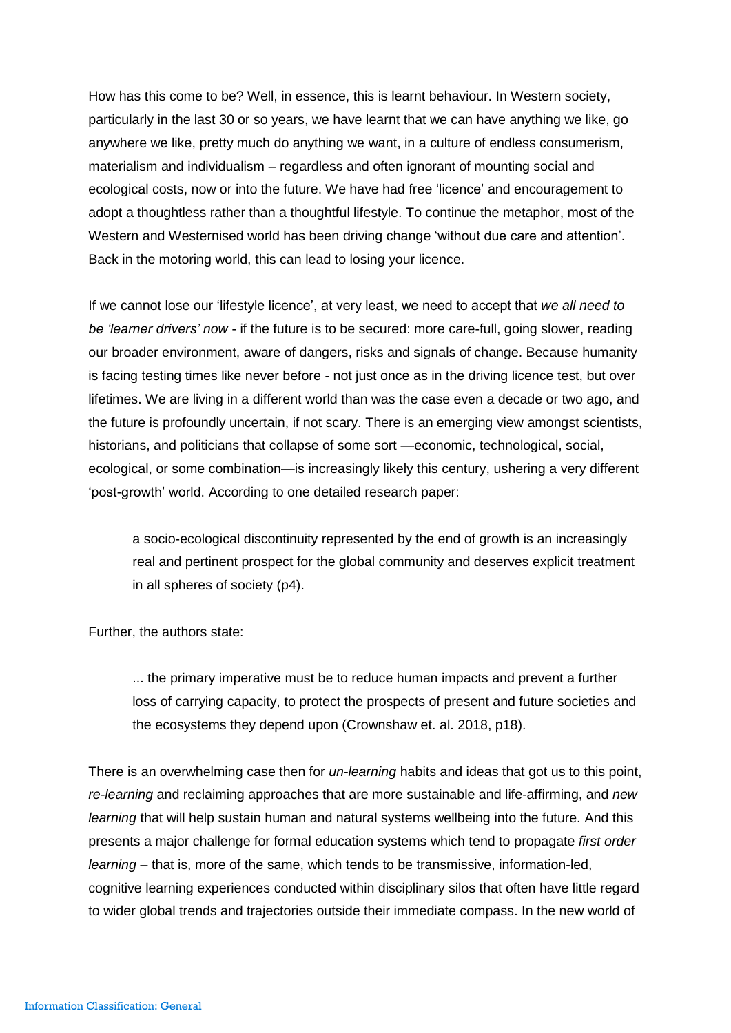How has this come to be? Well, in essence, this is learnt behaviour. In Western society, particularly in the last 30 or so years, we have learnt that we can have anything we like, go anywhere we like, pretty much do anything we want, in a culture of endless consumerism, materialism and individualism – regardless and often ignorant of mounting social and ecological costs, now or into the future. We have had free 'licence' and encouragement to adopt a thoughtless rather than a thoughtful lifestyle. To continue the metaphor, most of the Western and Westernised world has been driving change 'without due care and attention'. Back in the motoring world, this can lead to losing your licence.

If we cannot lose our 'lifestyle licence', at very least, we need to accept that *we all need to be 'learner drivers' now* - if the future is to be secured: more care-full, going slower, reading our broader environment, aware of dangers, risks and signals of change. Because humanity is facing testing times like never before - not just once as in the driving licence test, but over lifetimes. We are living in a different world than was the case even a decade or two ago, and the future is profoundly uncertain, if not scary. There is an emerging view amongst scientists, historians, and politicians that collapse of some sort —economic, technological, social, ecological, or some combination—is increasingly likely this century, ushering a very different 'post-growth' world. According to one detailed research paper:

> a socio-ecological discontinuity represented by the end of growth is an increasingly real and pertinent prospect for the global community and deserves explicit treatment in all spheres of society (p4).

Further, the authors state:

> ... the primary imperative must be to reduce human impacts and prevent a further loss of carrying capacity, to protect the prospects of present and future societies and the ecosystems they depend upon (Crownshaw et. al. 2018, p18).

There is an overwhelming case then for *un-learning* habits and ideas that got us to this point, *re-learning* and reclaiming approaches that are more sustainable and life-affirming, and *new learning* that will help sustain human and natural systems wellbeing into the future. And this presents a major challenge for formal education systems which tend to propagate *first order learning* – that is, more of the same, which tends to be transmissive, information-led, cognitive learning experiences conducted within disciplinary silos that often have little regard to wider global trends and trajectories outside their immediate compass. In the new world of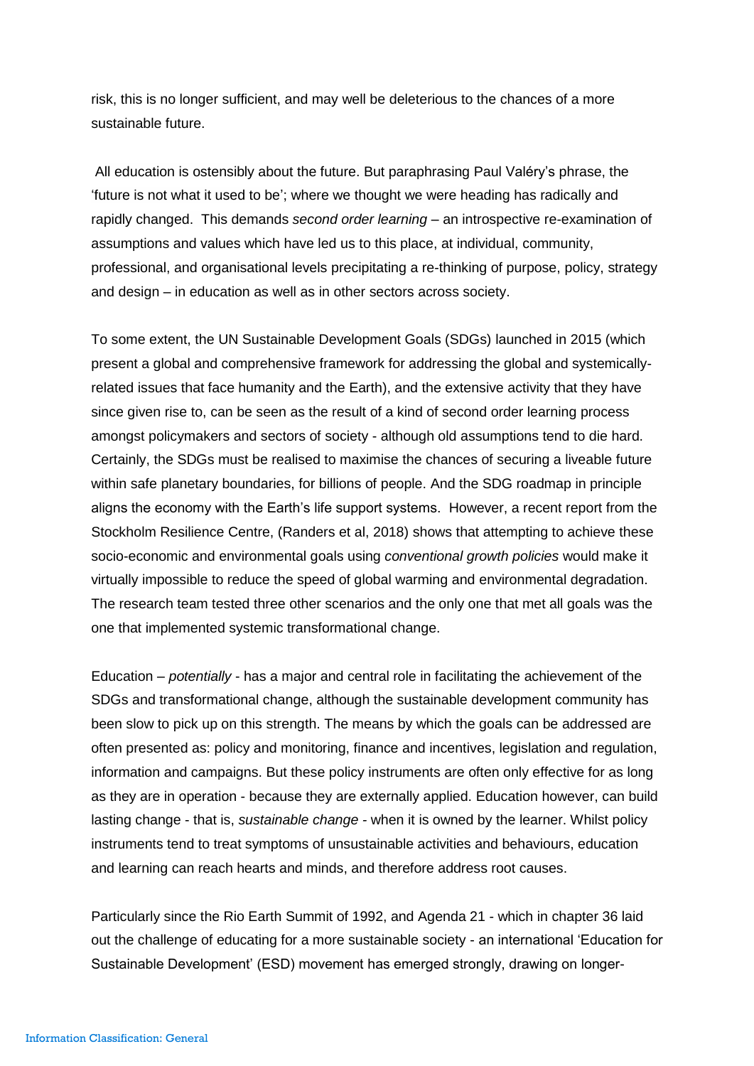risk, this is no longer sufficient, and may well be deleterious to the chances of a more sustainable future.

All education is ostensibly about the future. But paraphrasing Paul Valéry's phrase, the 'future is not what it used to be'; where we thought we were heading has radically and rapidly changed. This demands *second order learning* – an introspective re-examination of assumptions and values which have led us to this place, at individual, community, professional, and organisational levels precipitating a re-thinking of purpose, policy, strategy and design – in education as well as in other sectors across society.

To some extent, the UN Sustainable Development Goals (SDGs) launched in 2015 (which present a global and comprehensive framework for addressing the global and systemically-related issues that face humanity and the Earth), and the extensive activity that they have since given rise to, can be seen as the result of a kind of second order learning process amongst policymakers and sectors of society - although old assumptions tend to die hard. Certainly, the SDGs must be realised to maximise the chances of securing a liveable future within safe planetary boundaries, for billions of people. And the SDG roadmap in principle aligns the economy with the Earth's life support systems. However, a recent report from the Stockholm Resilience Centre, (Randers et al, 2018) shows that attempting to achieve these socio-economic and environmental goals using *conventional growth policies* would make it virtually impossible to reduce the speed of global warming and environmental degradation. The research team tested three other scenarios and the only one that met all goals was the one that implemented systemic transformational change.

Education – *potentially* - has a major and central role in facilitating the achievement of the SDGs and transformational change, although the sustainable development community has been slow to pick up on this strength. The means by which the goals can be addressed are often presented as: policy and monitoring, finance and incentives, legislation and regulation, information and campaigns. But these policy instruments are often only effective for as long as they are in operation - because they are externally applied. Education however, can build lasting change - that is, *sustainable change* - when it is owned by the learner. Whilst policy instruments tend to treat symptoms of unsustainable activities and behaviours, education and learning can reach hearts and minds, and therefore address root causes.

Particularly since the Rio Earth Summit of 1992, and Agenda 21 - which in chapter 36 laid out the challenge of educating for a more sustainable society - an international 'Education for Sustainable Development' (ESD) movement has emerged strongly, drawing on longer-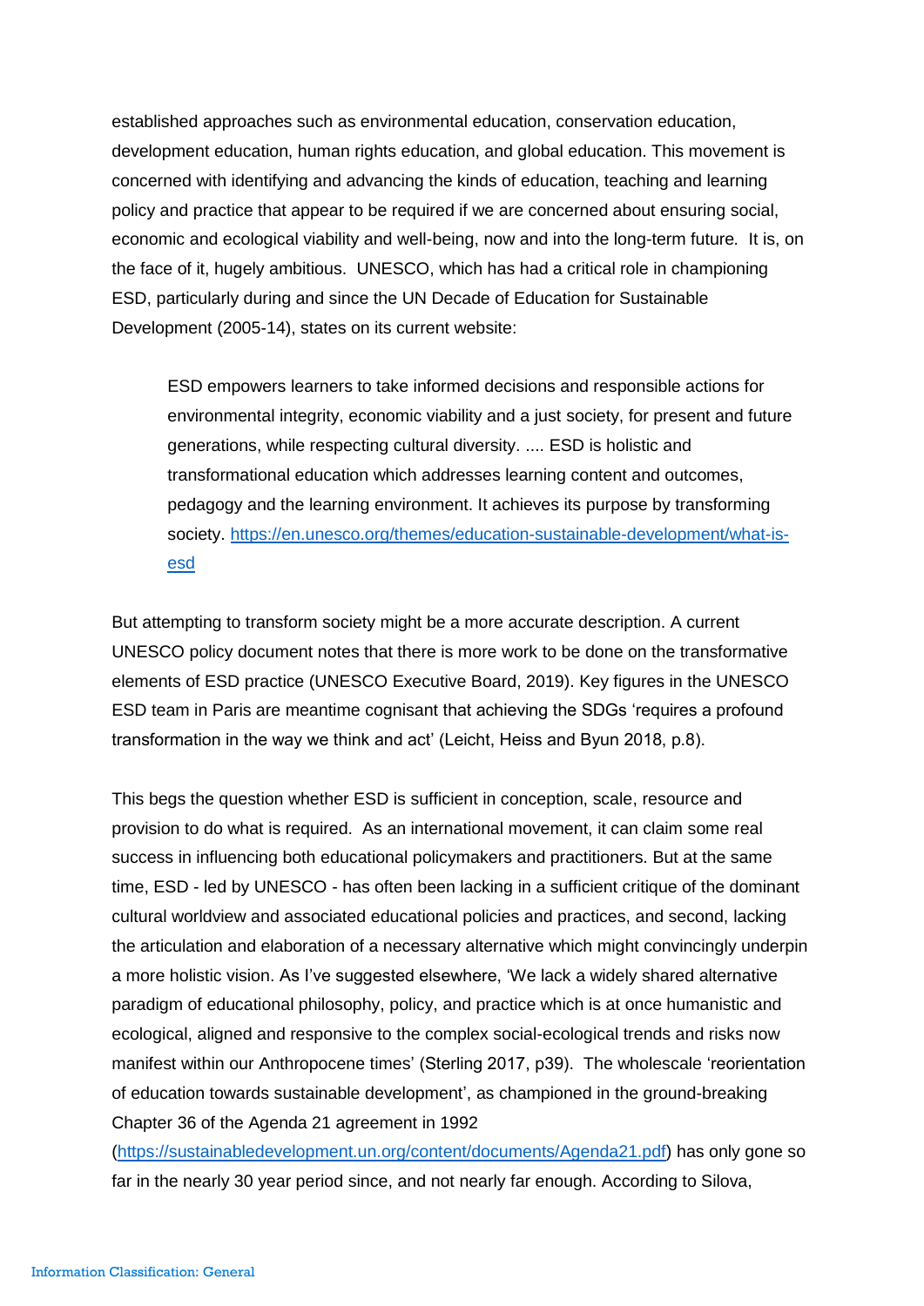established approaches such as environmental education, conservation education, development education, human rights education, and global education. This movement is concerned with identifying and advancing the kinds of education, teaching and learning policy and practice that appear to be required if we are concerned about ensuring social, economic and ecological viability and well-being, now and into the long-term future. It is, on the face of it, hugely ambitious. UNESCO, which has had a critical role in championing ESD, particularly during and since the UN Decade of Education for Sustainable Development (2005-14), states on its current website:

> ESD empowers learners to take informed decisions and responsible actions for environmental integrity, economic viability and a just society, for present and future generations, while respecting cultural diversity. .... ESD is holistic and transformational education which addresses learning content and outcomes, pedagogy and the learning environment. It achieves its purpose by transforming society. [https://en.unesco.org/themes/education-sustainable-development/what-is-esd](https://en.unesco.org/themes/education-sustainable-development/what-is-esd)

But attempting to transform society might be a more accurate description. A current UNESCO policy document notes that there is more work to be done on the transformative elements of ESD practice (UNESCO Executive Board, 2019). Key figures in the UNESCO ESD team in Paris are meantime cognisant that achieving the SDGs 'requires a profound transformation in the way we think and act' (Leicht, Heiss and Byun 2018, p.8).

This begs the question whether ESD is sufficient in conception, scale, resource and provision to do what is required. As an international movement, it can claim some real success in influencing both educational policymakers and practitioners. But at the same time, ESD - led by UNESCO - has often been lacking in a sufficient critique of the dominant cultural worldview and associated educational policies and practices, and second, lacking the articulation and elaboration of a necessary alternative which might convincingly underpin a more holistic vision. As I've suggested elsewhere, 'We lack a widely shared alternative paradigm of educational philosophy, policy, and practice which is at once humanistic and ecological, aligned and responsive to the complex social-ecological trends and risks now manifest within our Anthropocene times' (Sterling 2017, p39). The wholescale 'reorientation of education towards sustainable development', as championed in the ground-breaking Chapter 36 of the Agenda 21 agreement in 1992 ([https://sustainabledevelopment.un.org/content/documents/Agenda21.pdf](https://sustainabledevelopment.un.org/content/documents/Agenda21.pdf)) has only gone so far in the nearly 30 year period since, and not nearly far enough. According to Silova,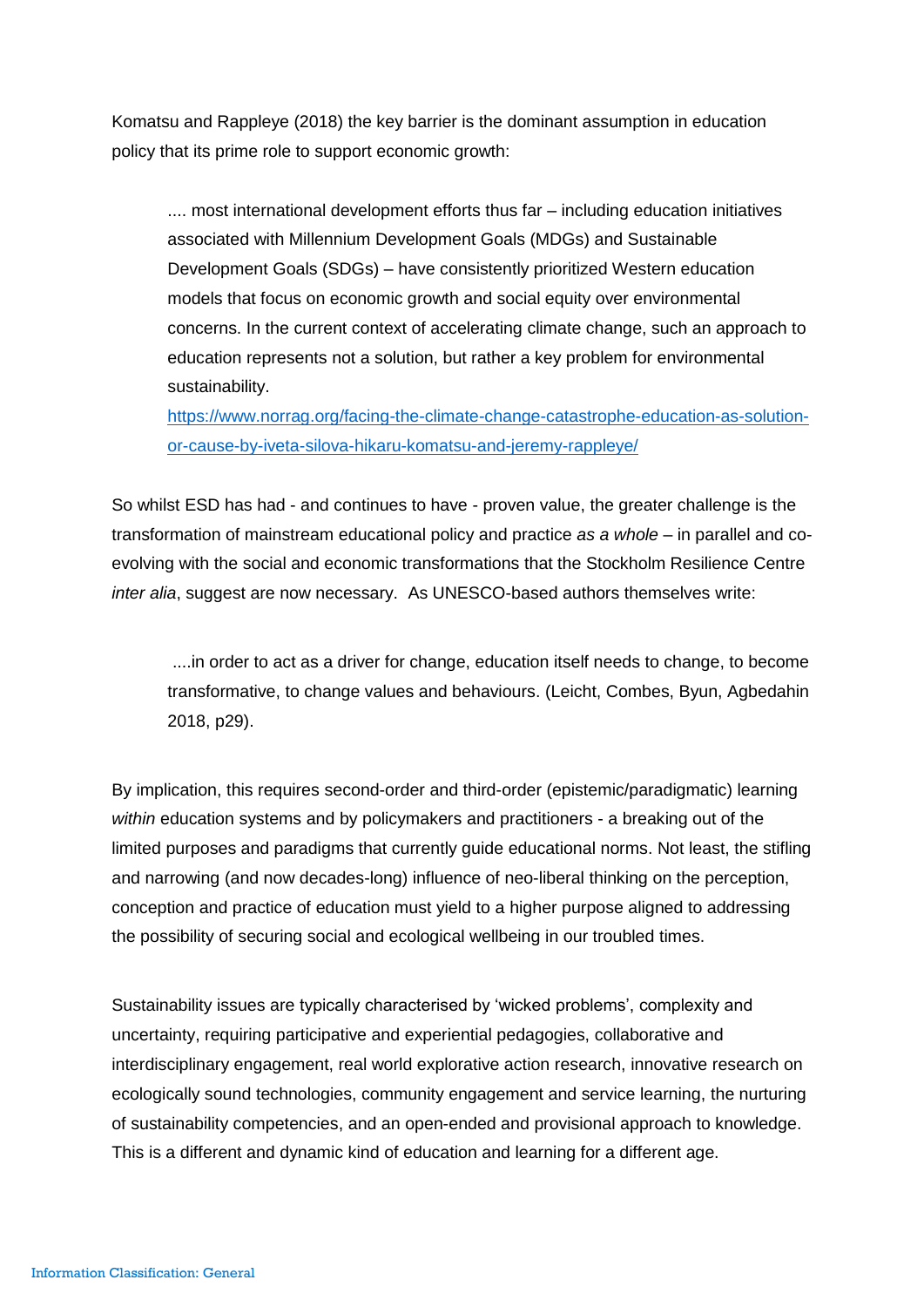Komatsu and Rappleye (2018) the key barrier is the dominant assumption in education policy that its prime role to support economic growth:

> .... most international development efforts thus far – including education initiatives associated with Millennium Development Goals (MDGs) and Sustainable Development Goals (SDGs) – have consistently prioritized Western education models that focus on economic growth and social equity over environmental concerns. In the current context of accelerating climate change, such an approach to education represents not a solution, but rather a key problem for environmental sustainability.
> [https://www.norrag.org/facing-the-climate-change-catastrophe-education-as-solution-or-cause-by-iveta-silova-hikaru-komatsu-and-jeremy-rappleye/](https://www.norrag.org/facing-the-climate-change-catastrophe-education-as-solution-or-cause-by-iveta-silova-hikaru-komatsu-and-jeremy-rappleye/)

So whilst ESD has had - and continues to have - proven value, the greater challenge is the transformation of mainstream educational policy and practice *as a whole* – in parallel and co-evolving with the social and economic transformations that the Stockholm Resilience Centre *inter alia*, suggest are now necessary. As UNESCO-based authors themselves write:

> ....in order to act as a driver for change, education itself needs to change, to become transformative, to change values and behaviours. (Leicht, Combes, Byun, Agbedahin 2018, p29).

By implication, this requires second-order and third-order (epistemic/paradigmatic) learning *within* education systems and by policymakers and practitioners - a breaking out of the limited purposes and paradigms that currently guide educational norms. Not least, the stifling and narrowing (and now decades-long) influence of neo-liberal thinking on the perception, conception and practice of education must yield to a higher purpose aligned to addressing the possibility of securing social and ecological wellbeing in our troubled times.

Sustainability issues are typically characterised by 'wicked problems', complexity and uncertainty, requiring participative and experiential pedagogies, collaborative and interdisciplinary engagement, real world explorative action research, innovative research on ecologically sound technologies, community engagement and service learning, the nurturing of sustainability competencies, and an open-ended and provisional approach to knowledge. This is a different and dynamic kind of education and learning for a different age.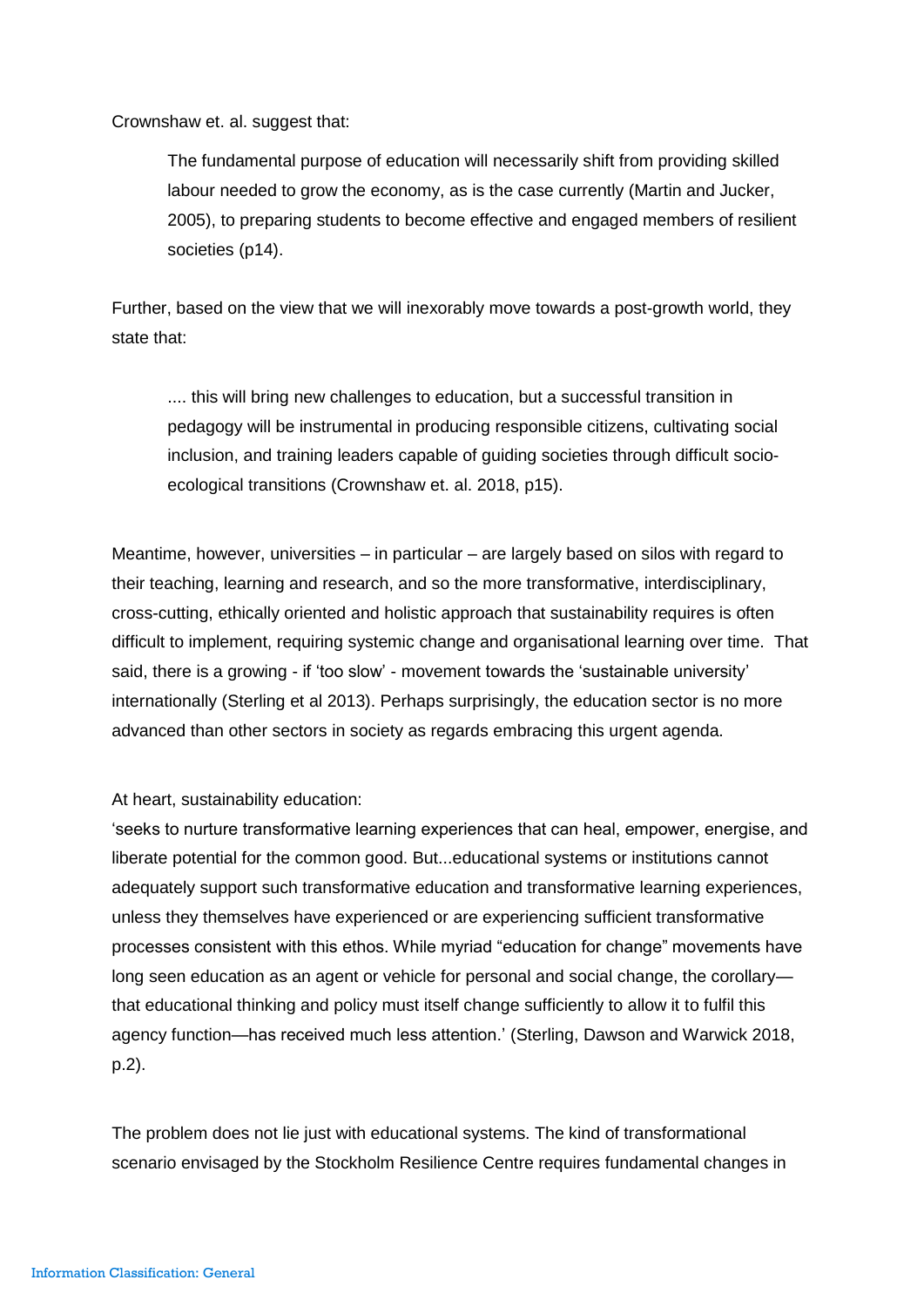Crownshaw et. al. suggest that:

> The fundamental purpose of education will necessarily shift from providing skilled labour needed to grow the economy, as is the case currently (Martin and Jucker, 2005), to preparing students to become effective and engaged members of resilient societies (p14).

Further, based on the view that we will inexorably move towards a post-growth world, they state that:

> .... this will bring new challenges to education, but a successful transition in pedagogy will be instrumental in producing responsible citizens, cultivating social inclusion, and training leaders capable of guiding societies through difficult socio-ecological transitions (Crownshaw et. al. 2018, p15).

Meantime, however, universities – in particular – are largely based on silos with regard to their teaching, learning and research, and so the more transformative, interdisciplinary, cross-cutting, ethically oriented and holistic approach that sustainability requires is often difficult to implement, requiring systemic change and organisational learning over time. That said, there is a growing - if 'too slow' - movement towards the 'sustainable university' internationally (Sterling et al 2013). Perhaps surprisingly, the education sector is no more advanced than other sectors in society as regards embracing this urgent agenda.

At heart, sustainability education:
'seeks to nurture transformative learning experiences that can heal, empower, energise, and liberate potential for the common good. But...educational systems or institutions cannot adequately support such transformative education and transformative learning experiences, unless they themselves have experienced or are experiencing sufficient transformative processes consistent with this ethos. While myriad "education for change" movements have long seen education as an agent or vehicle for personal and social change, the corollary—that educational thinking and policy must itself change sufficiently to allow it to fulfil this agency function—has received much less attention.' (Sterling, Dawson and Warwick 2018, p.2).

The problem does not lie just with educational systems. The kind of transformational scenario envisaged by the Stockholm Resilience Centre requires fundamental changes in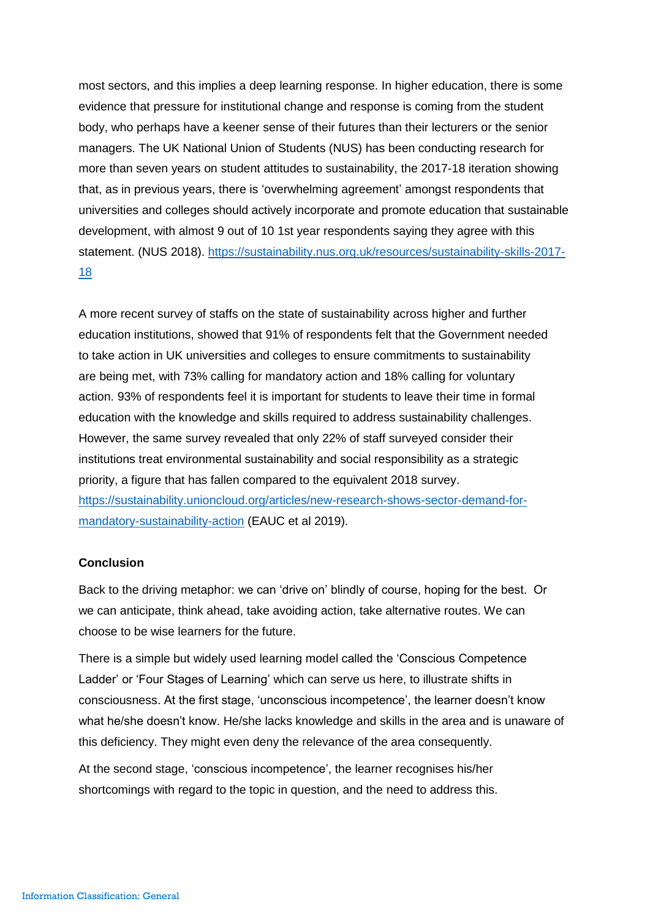most sectors, and this implies a deep learning response. In higher education, there is some evidence that pressure for institutional change and response is coming from the student body, who perhaps have a keener sense of their futures than their lecturers or the senior managers. The UK National Union of Students (NUS) has been conducting research for more than seven years on student attitudes to sustainability, the 2017-18 iteration showing that, as in previous years, there is 'overwhelming agreement' amongst respondents that universities and colleges should actively incorporate and promote education that sustainable development, with almost 9 out of 10 1st year respondents saying they agree with this statement. (NUS 2018). [https://sustainability.nus.org.uk/resources/sustainability-skills-2017-18](https://sustainability.nus.org.uk/resources/sustainability-skills-2017-18)

A more recent survey of staffs on the state of sustainability across higher and further education institutions, showed that 91% of respondents felt that the Government needed to take action in UK universities and colleges to ensure commitments to sustainability are being met, with 73% calling for mandatory action and 18% calling for voluntary action. 93% of respondents feel it is important for students to leave their time in formal education with the knowledge and skills required to address sustainability challenges. However, the same survey revealed that only 22% of staff surveyed consider their institutions treat environmental sustainability and social responsibility as a strategic priority, a figure that has fallen compared to the equivalent 2018 survey. [https://sustainability.unioncloud.org/articles/new-research-shows-sector-demand-for-mandatory-sustainability-action](https://sustainability.unioncloud.org/articles/new-research-shows-sector-demand-for-mandatory-sustainability-action) (EAUC et al 2019).

**Conclusion**

Back to the driving metaphor: we can 'drive on' blindly of course, hoping for the best. Or we can anticipate, think ahead, take avoiding action, take alternative routes. We can choose to be wise learners for the future.

There is a simple but widely used learning model called the 'Conscious Competence Ladder' or 'Four Stages of Learning' which can serve us here, to illustrate shifts in consciousness. At the first stage, 'unconscious incompetence', the learner doesn't know what he/she doesn't know. He/she lacks knowledge and skills in the area and is unaware of this deficiency. They might even deny the relevance of the area consequently.

At the second stage, 'conscious incompetence', the learner recognises his/her shortcomings with regard to the topic in question, and the need to address this.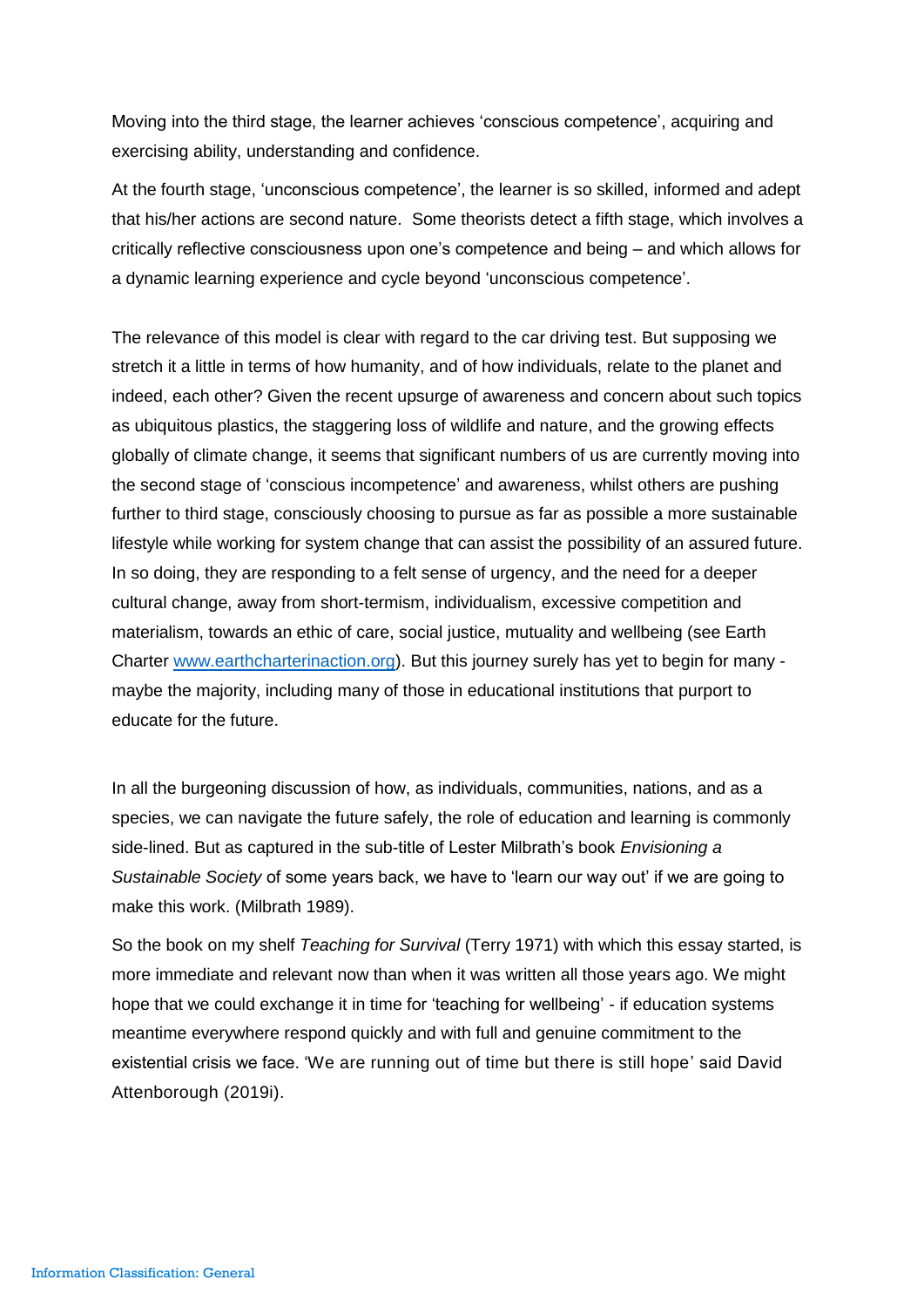Moving into the third stage, the learner achieves 'conscious competence', acquiring and exercising ability, understanding and confidence.

At the fourth stage, 'unconscious competence', the learner is so skilled, informed and adept that his/her actions are second nature. Some theorists detect a fifth stage, which involves a critically reflective consciousness upon one's competence and being – and which allows for a dynamic learning experience and cycle beyond 'unconscious competence'.

The relevance of this model is clear with regard to the car driving test. But supposing we stretch it a little in terms of how humanity, and of how individuals, relate to the planet and indeed, each other? Given the recent upsurge of awareness and concern about such topics as ubiquitous plastics, the staggering loss of wildlife and nature, and the growing effects globally of climate change, it seems that significant numbers of us are currently moving into the second stage of 'conscious incompetence' and awareness, whilst others are pushing further to third stage, consciously choosing to pursue as far as possible a more sustainable lifestyle while working for system change that can assist the possibility of an assured future. In so doing, they are responding to a felt sense of urgency, and the need for a deeper cultural change, away from short-termism, individualism, excessive competition and materialism, towards an ethic of care, social justice, mutuality and wellbeing (see Earth Charter [www.earthcharterinaction.org](http://www.earthcharterinaction.org)). But this journey surely has yet to begin for many - maybe the majority, including many of those in educational institutions that purport to educate for the future.

In all the burgeoning discussion of how, as individuals, communities, nations, and as a species, we can navigate the future safely, the role of education and learning is commonly side-lined. But as captured in the sub-title of Lester Milbrath's book *Envisioning a Sustainable Society* of some years back, we have to 'learn our way out' if we are going to make this work. (Milbrath 1989).

So the book on my shelf *Teaching for Survival* (Terry 1971) with which this essay started, is more immediate and relevant now than when it was written all those years ago. We might hope that we could exchange it in time for 'teaching for wellbeing' - if education systems meantime everywhere respond quickly and with full and genuine commitment to the existential crisis we face. 'We are running out of time but there is still hope' said David Attenborough (2019i).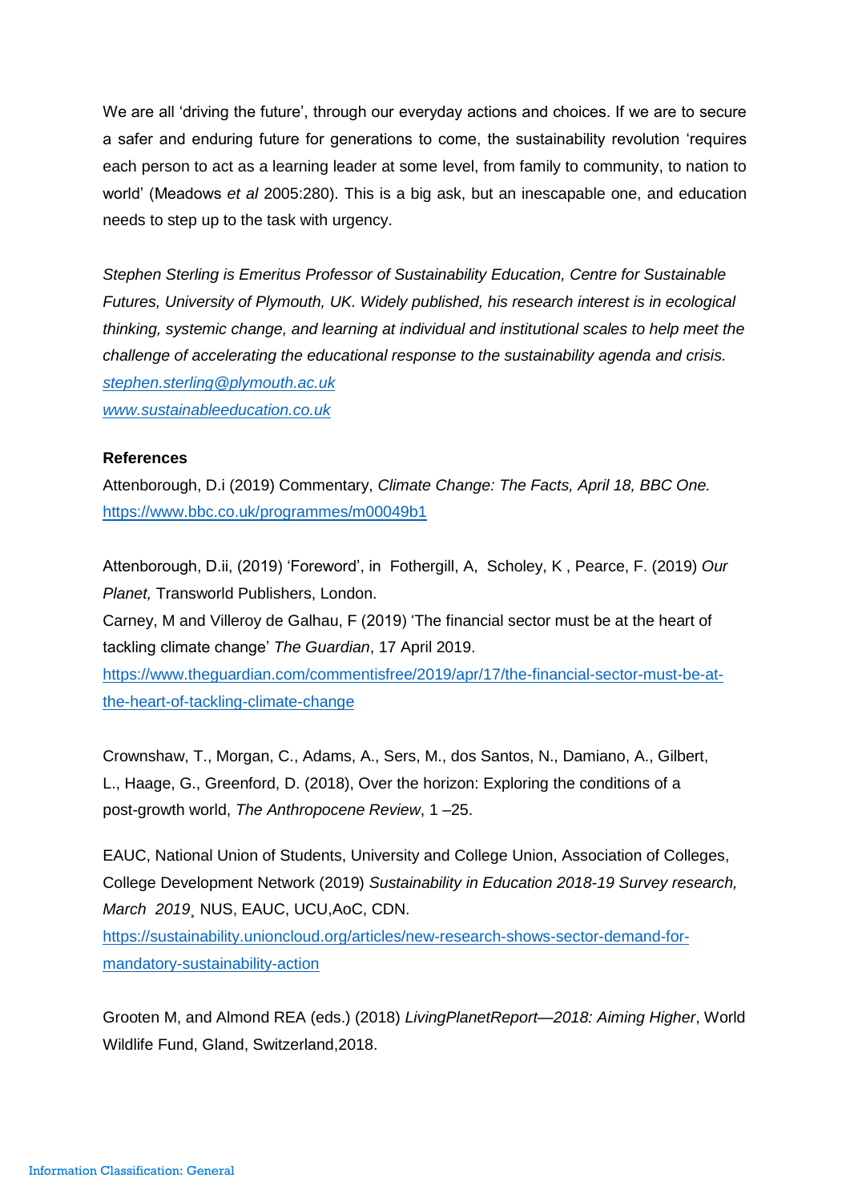We are all 'driving the future', through our everyday actions and choices. If we are to secure a safer and enduring future for generations to come, the sustainability revolution 'requires each person to act as a learning leader at some level, from family to community, to nation to world' (Meadows *et al* 2005:280). This is a big ask, but an inescapable one, and education needs to step up to the task with urgency.

*Stephen Sterling is Emeritus Professor of Sustainability Education, Centre for Sustainable Futures, University of Plymouth, UK. Widely published, his research interest is in ecological thinking, systemic change, and learning at individual and institutional scales to help meet the challenge of accelerating the educational response to the sustainability agenda and crisis.*
*stephen.sterling@plymouth.ac.uk*
*www.sustainableeducation.co.uk*

**References**

Attenborough, D.i (2019) Commentary, *Climate Change: The Facts, April 18, BBC One.* https://www.bbc.co.uk/programmes/m00049b1

Attenborough, D.ii, (2019) 'Foreword', in Fothergill, A, Scholey, K , Pearce, F. (2019) *Our Planet,* Transworld Publishers, London.

Carney, M and Villeroy de Galhau, F (2019) 'The financial sector must be at the heart of tackling climate change' *The Guardian*, 17 April 2019.
https://www.theguardian.com/commentisfree/2019/apr/17/the-financial-sector-must-be-at-the-heart-of-tackling-climate-change

Crownshaw, T., Morgan, C., Adams, A., Sers, M., dos Santos, N., Damiano, A., Gilbert, L., Haage, G., Greenford, D. (2018), Over the horizon: Exploring the conditions of a post-growth world, *The Anthropocene Review*, 1 –25.

EAUC, National Union of Students, University and College Union, Association of Colleges, College Development Network (2019) *Sustainability in Education 2018-19 Survey research, March 2019*¸ NUS, EAUC, UCU,AoC, CDN.
https://sustainability.unioncloud.org/articles/new-research-shows-sector-demand-for-mandatory-sustainability-action

Grooten M, and Almond REA (eds.) (2018) *LivingPlanetReport—2018: Aiming Higher*, World Wildlife Fund, Gland, Switzerland,2018.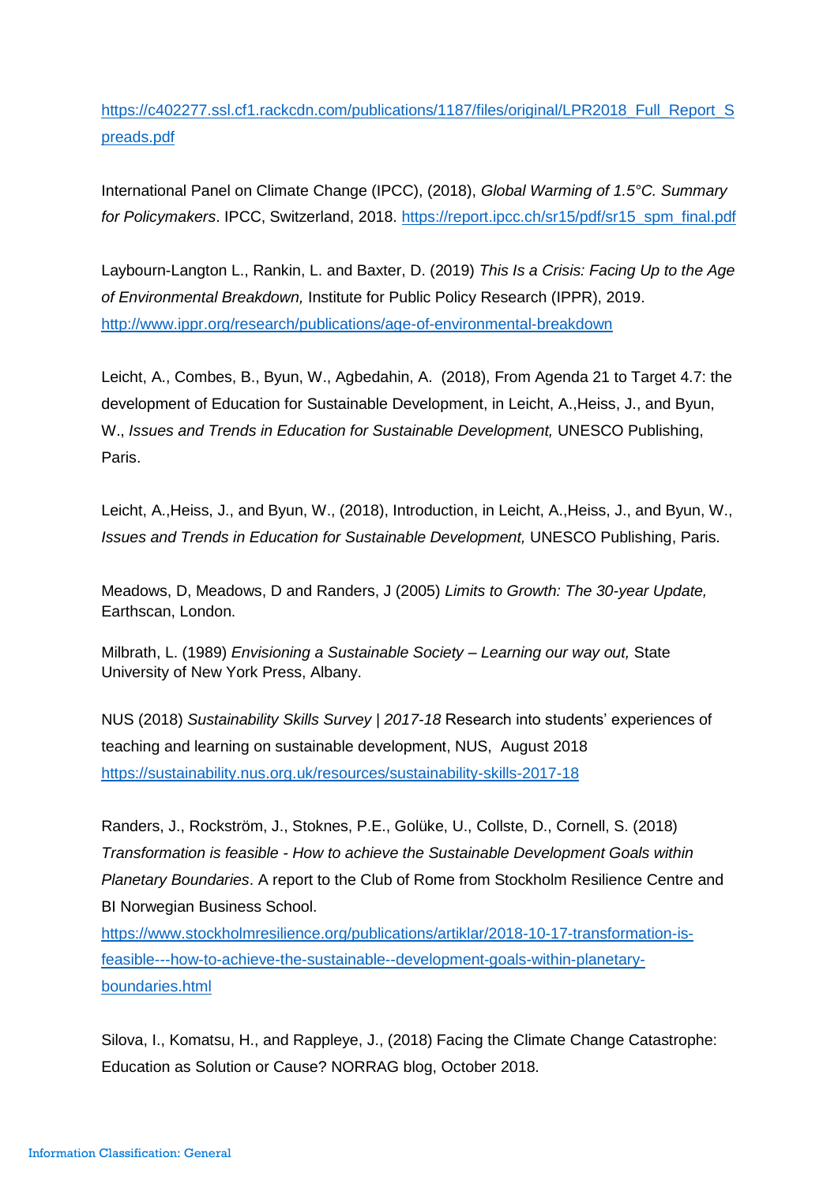https://c402277.ssl.cf1.rackcdn.com/publications/1187/files/original/LPR2018_Full_Report_Spreads.pdf

International Panel on Climate Change (IPCC), (2018), *Global Warming of 1.5°C. Summary for Policymakers*. IPCC, Switzerland, 2018. https://report.ipcc.ch/sr15/pdf/sr15_spm_final.pdf

Laybourn-Langton L., Rankin, L. and Baxter, D. (2019) *This Is a Crisis: Facing Up to the Age of Environmental Breakdown,* Institute for Public Policy Research (IPPR), 2019. http://www.ippr.org/research/publications/age-of-environmental-breakdown

Leicht, A., Combes, B., Byun, W., Agbedahin, A. (2018), From Agenda 21 to Target 4.7: the development of Education for Sustainable Development, in Leicht, A.,Heiss, J., and Byun, W., *Issues and Trends in Education for Sustainable Development,* UNESCO Publishing, Paris.

Leicht, A.,Heiss, J., and Byun, W., (2018), Introduction, in Leicht, A.,Heiss, J., and Byun, W., *Issues and Trends in Education for Sustainable Development,* UNESCO Publishing, Paris.

Meadows, D, Meadows, D and Randers, J (2005) *Limits to Growth: The 30-year Update,* Earthscan, London.

Milbrath, L. (1989) *Envisioning a Sustainable Society – Learning our way out,* State University of New York Press, Albany.

NUS (2018) *Sustainability Skills Survey | 2017-18* Research into students' experiences of teaching and learning on sustainable development, NUS, August 2018 https://sustainability.nus.org.uk/resources/sustainability-skills-2017-18

Randers, J., Rockström, J., Stoknes, P.E., Golüke, U., Collste, D., Cornell, S. (2018) *Transformation is feasible - How to achieve the Sustainable Development Goals within Planetary Boundaries*. A report to the Club of Rome from Stockholm Resilience Centre and BI Norwegian Business School. https://www.stockholmresilience.org/publications/artiklar/2018-10-17-transformation-is-feasible---how-to-achieve-the-sustainable--development-goals-within-planetary-boundaries.html

Silova, I., Komatsu, H., and Rappleye, J., (2018) Facing the Climate Change Catastrophe: Education as Solution or Cause? NORRAG blog, October 2018.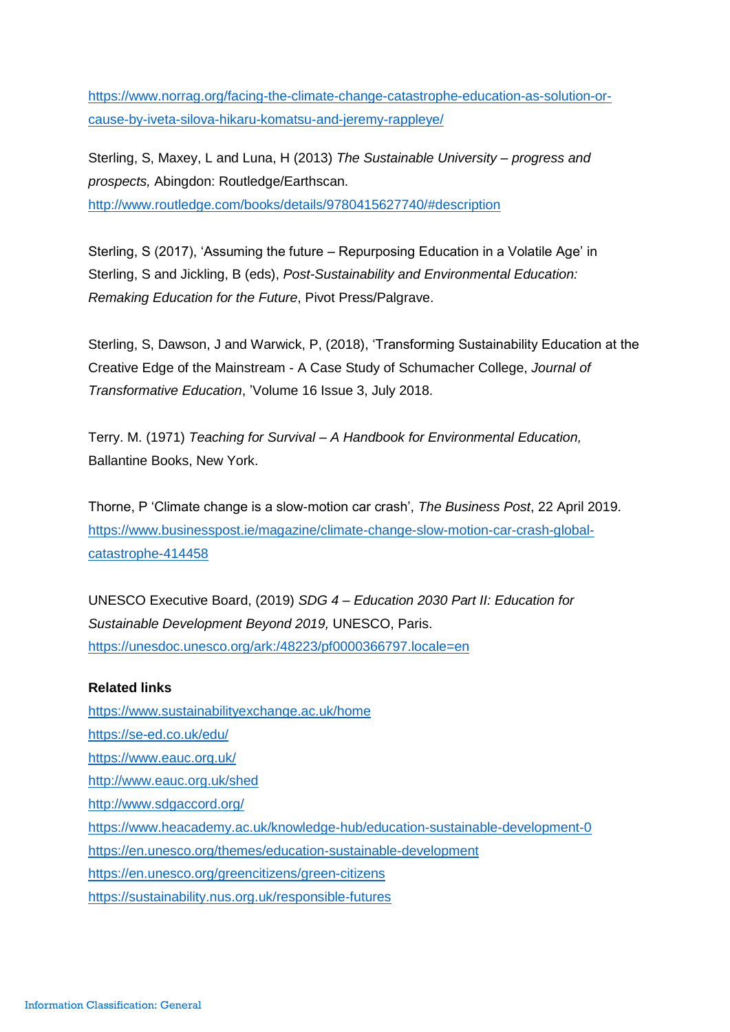https://www.norrag.org/facing-the-climate-change-catastrophe-education-as-solution-or-cause-by-iveta-silova-hikaru-komatsu-and-jeremy-rappleye/

Sterling, S, Maxey, L and Luna, H (2013) *The Sustainable University – progress and prospects,* Abingdon: Routledge/Earthscan. http://www.routledge.com/books/details/9780415627740/#description

Sterling, S (2017), 'Assuming the future – Repurposing Education in a Volatile Age' in Sterling, S and Jickling, B (eds), *Post-Sustainability and Environmental Education: Remaking Education for the Future*, Pivot Press/Palgrave.

Sterling, S, Dawson, J and Warwick, P, (2018), 'Transforming Sustainability Education at the Creative Edge of the Mainstream - A Case Study of Schumacher College, *Journal of Transformative Education*, 'Volume 16 Issue 3, July 2018.

Terry. M. (1971) *Teaching for Survival – A Handbook for Environmental Education,* Ballantine Books, New York.

Thorne, P 'Climate change is a slow-motion car crash', *The Business Post*, 22 April 2019. https://www.businesspost.ie/magazine/climate-change-slow-motion-car-crash-global-catastrophe-414458

UNESCO Executive Board, (2019) *SDG 4 – Education 2030 Part II: Education for Sustainable Development Beyond 2019,* UNESCO, Paris. https://unesdoc.unesco.org/ark:/48223/pf0000366797.locale=en

**Related links**

https://www.sustainabilityexchange.ac.uk/home
https://se-ed.co.uk/edu/
https://www.eauc.org.uk/
http://www.eauc.org.uk/shed
http://www.sdgaccord.org/
https://www.heacademy.ac.uk/knowledge-hub/education-sustainable-development-0
https://en.unesco.org/themes/education-sustainable-development
https://en.unesco.org/greencitizens/green-citizens
https://sustainability.nus.org.uk/responsible-futures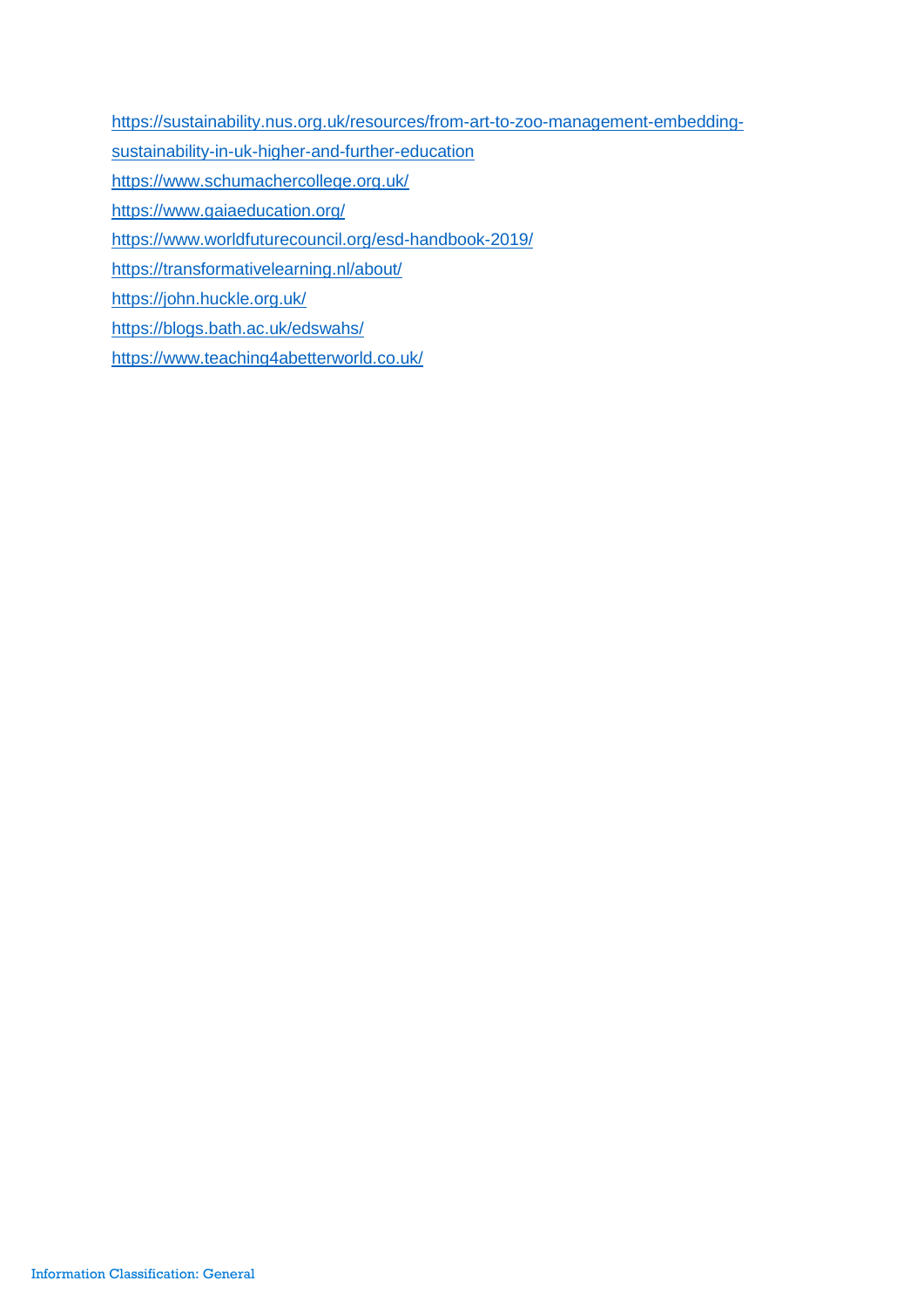https://sustainability.nus.org.uk/resources/from-art-to-zoo-management-embedding-sustainability-in-uk-higher-and-further-education

https://www.schumachercollege.org.uk/

https://www.gaiaeducation.org/

https://www.worldfuturecouncil.org/esd-handbook-2019/

https://transformativelearning.nl/about/

https://john.huckle.org.uk/

https://blogs.bath.ac.uk/edswahs/

https://www.teaching4abetterworld.co.uk/